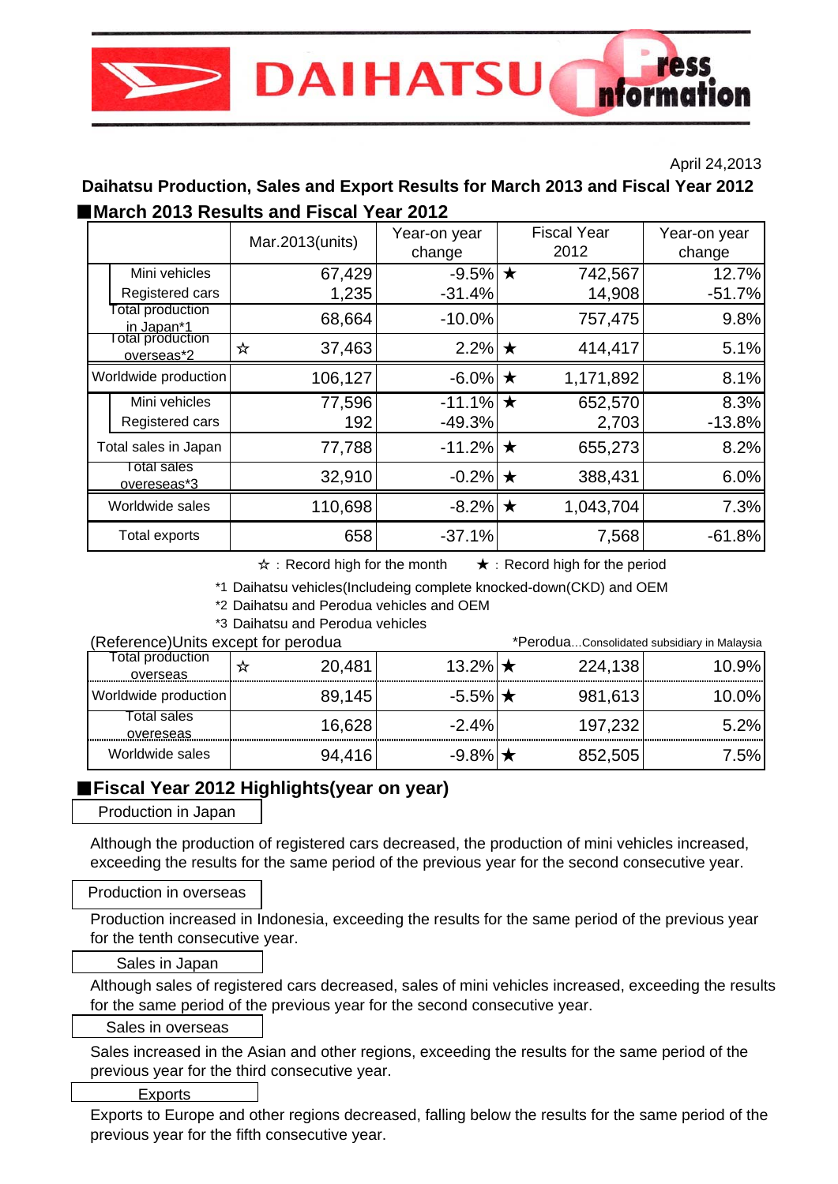DAIHATSU Press information

April 24,2013

## Daihatsu Production, Sales and Export Results for March 2013 and Fiscal Year 2012

### ■March 2013 Results and Fiscal Year 2012

| | Mar.2013(units) | Year-on year change | Fiscal Year 2012 | Year-on year change |
|---|---|---|---|---|
| Mini vehicles | 67,429 | -9.5% | ★ 742,567 | 12.7% |
| Registered cars | 1,235 | -31.4% | 14,908 | -51.7% |
| Total production in Japan*1 | 68,664 | -10.0% | 757,475 | 9.8% |
| Total production overseas*2 | ☆ 37,463 | 2.2% | ★ 414,417 | 5.1% |
| Worldwide production | 106,127 | -6.0% | ★ 1,171,892 | 8.1% |
| Mini vehicles | 77,596 | -11.1% | ★ 652,570 | 8.3% |
| Registered cars | 192 | -49.3% | 2,703 | -13.8% |
| Total sales in Japan | 77,788 | -11.2% | ★ 655,273 | 8.2% |
| Total sales overeseas*3 | 32,910 | -0.2% | ★ 388,431 | 6.0% |
| Worldwide sales | 110,698 | -8.2% | ★ 1,043,704 | 7.3% |
| Total exports | 658 | -37.1% | 7,568 | -61.8% |

☆ : Record high for the month ★ : Record high for the period

*1 Daihatsu vehicles(Includeing complete knocked-down(CKD) and OEM
*2 Daihatsu and Perodua vehicles and OEM
*3 Daihatsu and Perodua vehicles

(Reference)Units except for perodua *Perodua...Consolidated subsidiary in Malaysia

| | Mar.2013(units) | Year-on year change | Fiscal Year 2012 | Year-on year change |
|---|---|---|---|---|
| Total production overseas | ☆ 20,481 | 13.2% | ★ 224,138 | 10.9% |
| Worldwide production | 89,145 | -5.5% | ★ 981,613 | 10.0% |
| Total sales overeseas | 16,628 | -2.4% | 197,232 | 5.2% |
| Worldwide sales | 94,416 | -9.8% | ★ 852,505 | 7.5% |

### ■Fiscal Year 2012 Highlights(year on year)

**Production in Japan**

Although the production of registered cars decreased, the production of mini vehicles increased, exceeding the results for the same period of the previous year for the second consecutive year.

**Production in overseas**

Production increased in Indonesia, exceeding the results for the same period of the previous year for the tenth consecutive year.

**Sales in Japan**

Although sales of registered cars decreased, sales of mini vehicles increased, exceeding the results for the same period of the previous year for the second consecutive year.

**Sales in overseas**

Sales increased in the Asian and other regions, exceeding the results for the same period of the previous year for the third consecutive year.

**Exports**

Exports to Europe and other regions decreased, falling below the results for the same period of the previous year for the fifth consecutive year.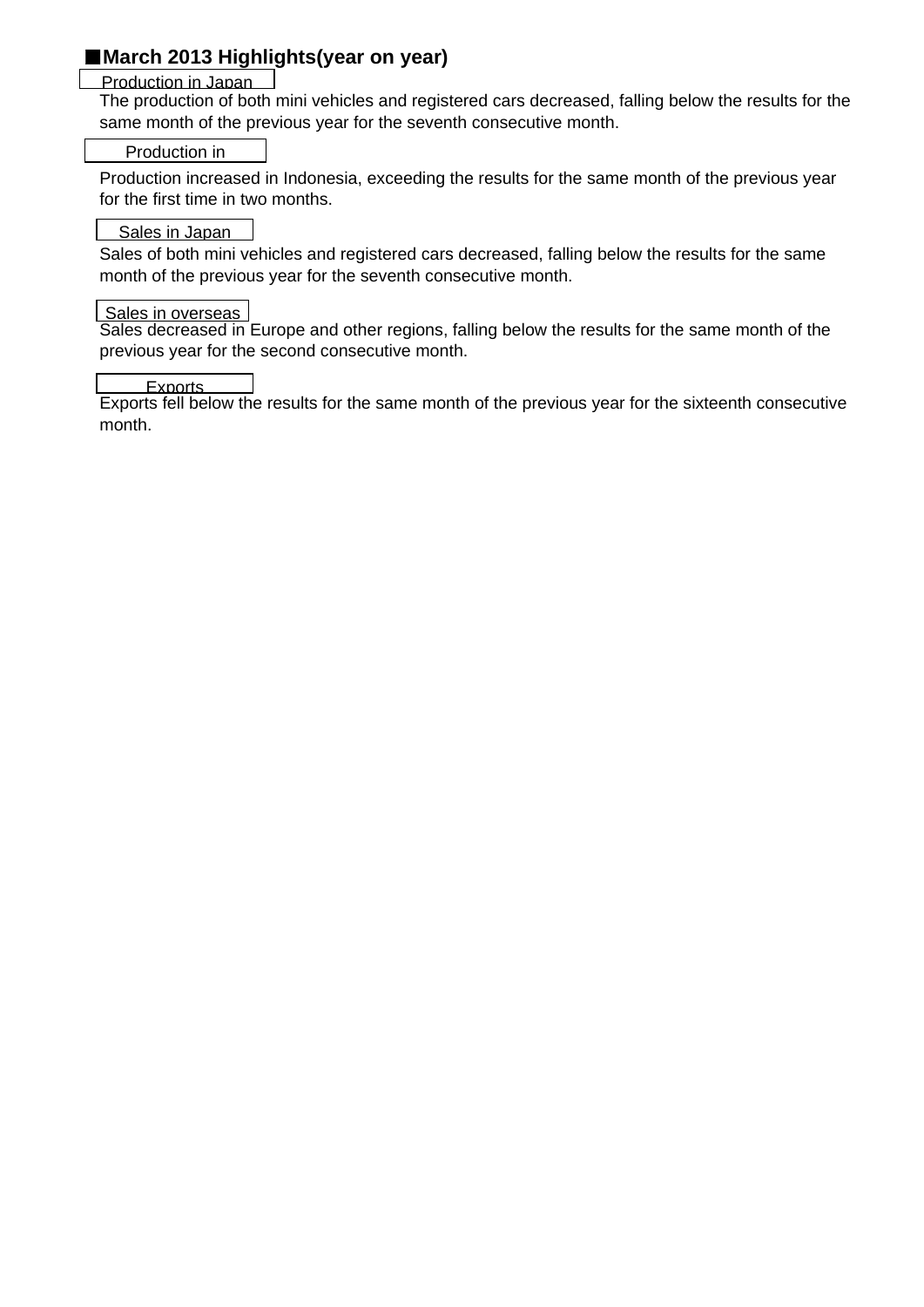## ■March 2013 Highlights(year on year)

**Production in Japan**

The production of both mini vehicles and registered cars decreased, falling below the results for the same month of the previous year for the seventh consecutive month.

**Production in**

Production increased in Indonesia, exceeding the results for the same month of the previous year for the first time in two months.

**Sales in Japan**

Sales of both mini vehicles and registered cars decreased, falling below the results for the same month of the previous year for the seventh consecutive month.

**Sales in overseas**

Sales decreased in Europe and other regions, falling below the results for the same month of the previous year for the second consecutive month.

**Exports**

Exports fell below the results for the same month of the previous year for the sixteenth consecutive month.